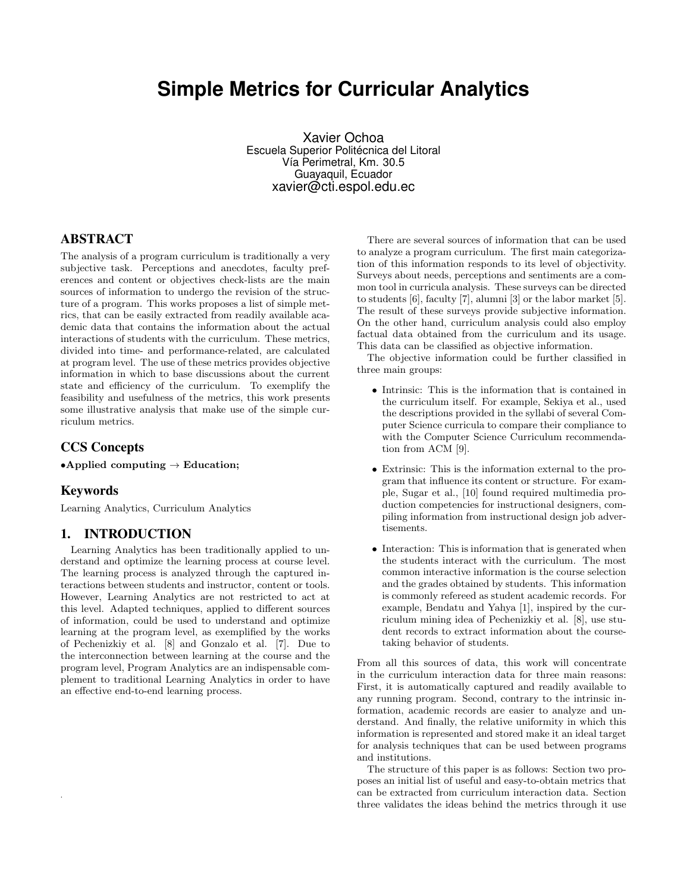# Simple Metrics for Curricular Analytics

Xavier Ochoa
Escuela Superior Politécnica del Litoral
Vía Perimetral, Km. 30.5
Guayaquil, Ecuador
xavier@cti.espol.edu.ec

## ABSTRACT

The analysis of a program curriculum is traditionally a very subjective task. Perceptions and anecdotes, faculty preferences and content or objectives check-lists are the main sources of information to undergo the revision of the structure of a program. This works proposes a list of simple metrics, that can be easily extracted from readily available academic data that contains the information about the actual interactions of students with the curriculum. These metrics, divided into time- and performance-related, are calculated at program level. The use of these metrics provides objective information in which to base discussions about the current state and efficiency of the curriculum. To exemplify the feasibility and usefulness of the metrics, this work presents some illustrative analysis that make use of the simple curriculum metrics.

## CCS Concepts

•**Applied computing → Education;**

## Keywords

Learning Analytics, Curriculum Analytics

## 1. INTRODUCTION

Learning Analytics has been traditionally applied to understand and optimize the learning process at course level. The learning process is analyzed through the captured interactions between students and instructor, content or tools. However, Learning Analytics are not restricted to act at this level. Adapted techniques, applied to different sources of information, could be used to understand and optimize learning at the program level, as exemplified by the works of Pechenizkiy et al. [8] and Gonzalo et al. [7]. Due to the interconnection between learning at the course and the program level, Program Analytics are an indispensable complement to traditional Learning Analytics in order to have an effective end-to-end learning process.

There are several sources of information that can be used to analyze a program curriculum. The first main categorization of this information responds to its level of objectivity. Surveys about needs, perceptions and sentiments are a common tool in curricula analysis. These surveys can be directed to students [6], faculty [7], alumni [3] or the labor market [5]. The result of these surveys provide subjective information. On the other hand, curriculum analysis could also employ factual data obtained from the curriculum and its usage. This data can be classified as objective information.

The objective information could be further classified in three main groups:

- Intrinsic: This is the information that is contained in the curriculum itself. For example, Sekiya et al., used the descriptions provided in the syllabi of several Computer Science curricula to compare their compliance to with the Computer Science Curriculum recommendation from ACM [9].
- Extrinsic: This is the information external to the program that influence its content or structure. For example, Sugar et al., [10] found required multimedia production competencies for instructional designers, compiling information from instructional design job advertisements.
- Interaction: This is information that is generated when the students interact with the curriculum. The most common interactive information is the course selection and the grades obtained by students. This information is commonly refereed as student academic records. For example, Bendatu and Yahya [1], inspired by the curriculum mining idea of Pechenizkiy et al. [8], use student records to extract information about the course-taking behavior of students.

From all this sources of data, this work will concentrate in the curriculum interaction data for three main reasons: First, it is automatically captured and readily available to any running program. Second, contrary to the intrinsic information, academic records are easier to analyze and understand. And finally, the relative uniformity in which this information is represented and stored make it an ideal target for analysis techniques that can be used between programs and institutions.

The structure of this paper is as follows: Section two proposes an initial list of useful and easy-to-obtain metrics that can be extracted from curriculum interaction data. Section three validates the ideas behind the metrics through it use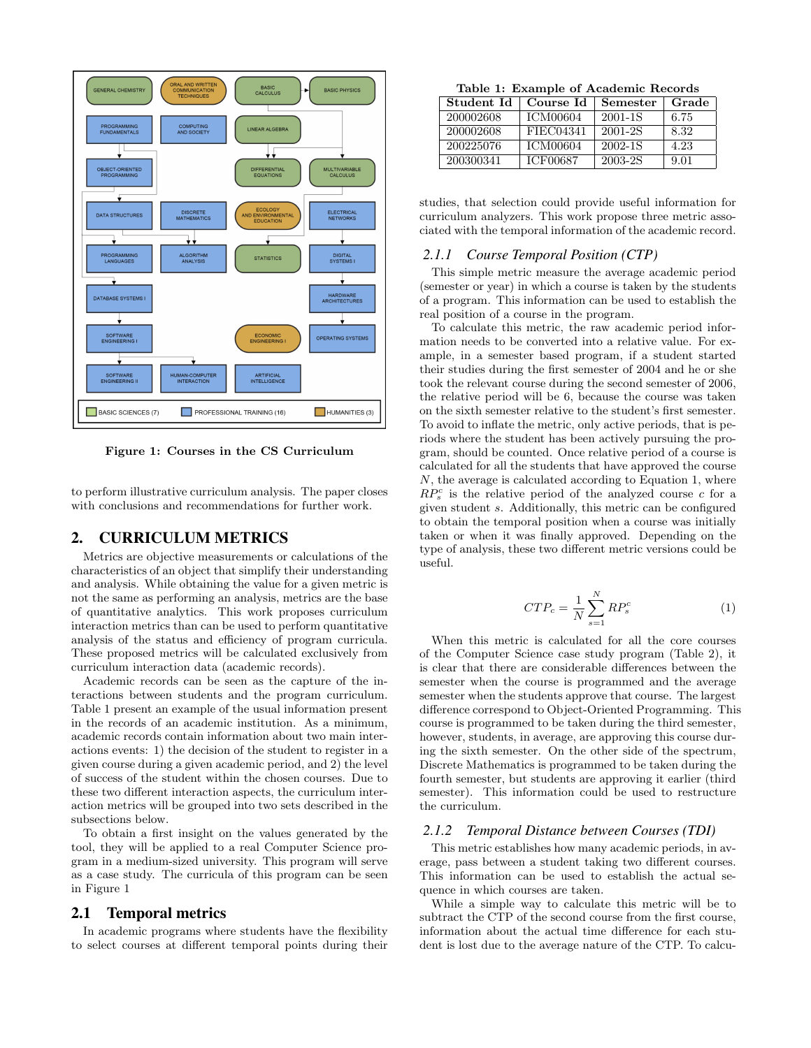Figure 1: Courses in the CS Curriculum

to perform illustrative curriculum analysis. The paper closes with conclusions and recommendations for further work.

## 2. CURRICULUM METRICS

Metrics are objective measurements or calculations of the characteristics of an object that simplify their understanding and analysis. While obtaining the value for a given metric is not the same as performing an analysis, metrics are the base of quantitative analytics. This work proposes curriculum interaction metrics than can be used to perform quantitative analysis of the status and efficiency of program curricula. These proposed metrics will be calculated exclusively from curriculum interaction data (academic records).

Academic records can be seen as the capture of the interactions between students and the program curriculum. Table 1 present an example of the usual information present in the records of an academic institution. As a minimum, academic records contain information about two main interactions events: 1) the decision of the student to register in a given course during a given academic period, and 2) the level of success of the student within the chosen courses. Due to these two different interaction aspects, the curriculum interaction metrics will be grouped into two sets described in the subsections below.

To obtain a first insight on the values generated by the tool, they will be applied to a real Computer Science program in a medium-sized university. This program will serve as a case study. The curricula of this program can be seen in Figure 1

### 2.1 Temporal metrics

In academic programs where students have the flexibility to select courses at different temporal points during their studies, that selection could provide useful information for curriculum analyzers. This work propose three metric associated with the temporal information of the academic record.

Table 1: Example of Academic Records

| Student Id | Course Id | Semester | Grade |
|---|---|---|---|
| 200002608 | ICM00604 | 2001-1S | 6.75 |
| 200002608 | FIEC04341 | 2001-2S | 8.32 |
| 200225076 | ICM00604 | 2002-1S | 4.23 |
| 200300341 | ICF00687 | 2003-2S | 9.01 |

#### 2.1.1 *Course Temporal Position (CTP)*

This simple metric measure the average academic period (semester or year) in which a course is taken by the students of a program. This information can be used to establish the real position of a course in the program.

To calculate this metric, the raw academic period information needs to be converted into a relative value. For example, in a semester based program, if a student started their studies during the first semester of 2004 and he or she took the relevant course during the second semester of 2006, the relative period will be 6, because the course was taken on the sixth semester relative to the student's first semester. To avoid to inflate the metric, only active periods, that is periods where the student has been actively pursuing the program, should be counted. Once relative period of a course is calculated for all the students that have approved the course $N$, the average is calculated according to Equation 1, where $RP_s^c$ is the relative period of the analyzed course $c$ for a given student $s$. Additionally, this metric can be configured to obtain the temporal position when a course was initially taken or when it was finally approved. Depending on the type of analysis, these two different metric versions could be useful.

$$CTP_c = \frac{1}{N}\sum_{s=1}^{N} RP_s^c \tag{1}$$

When this metric is calculated for all the core courses of the Computer Science case study program (Table 2), it is clear that there are considerable differences between the semester when the course is programmed and the average semester when the students approve that course. The largest difference correspond to Object-Oriented Programming. This course is programmed to be taken during the third semester, however, students, in average, are approving this course during the sixth semester. On the other side of the spectrum, Discrete Mathematics is programmed to be taken during the fourth semester, but students are approving it earlier (third semester). This information could be used to restructure the curriculum.

#### 2.1.2 *Temporal Distance between Courses (TDI)*

This metric establishes how many academic periods, in average, pass between a student taking two different courses. This information can be used to establish the actual sequence in which courses are taken.

While a simple way to calculate this metric will be to subtract the CTP of the second course from the first course, information about the actual time difference for each student is lost due to the average nature of the CTP. To calcu-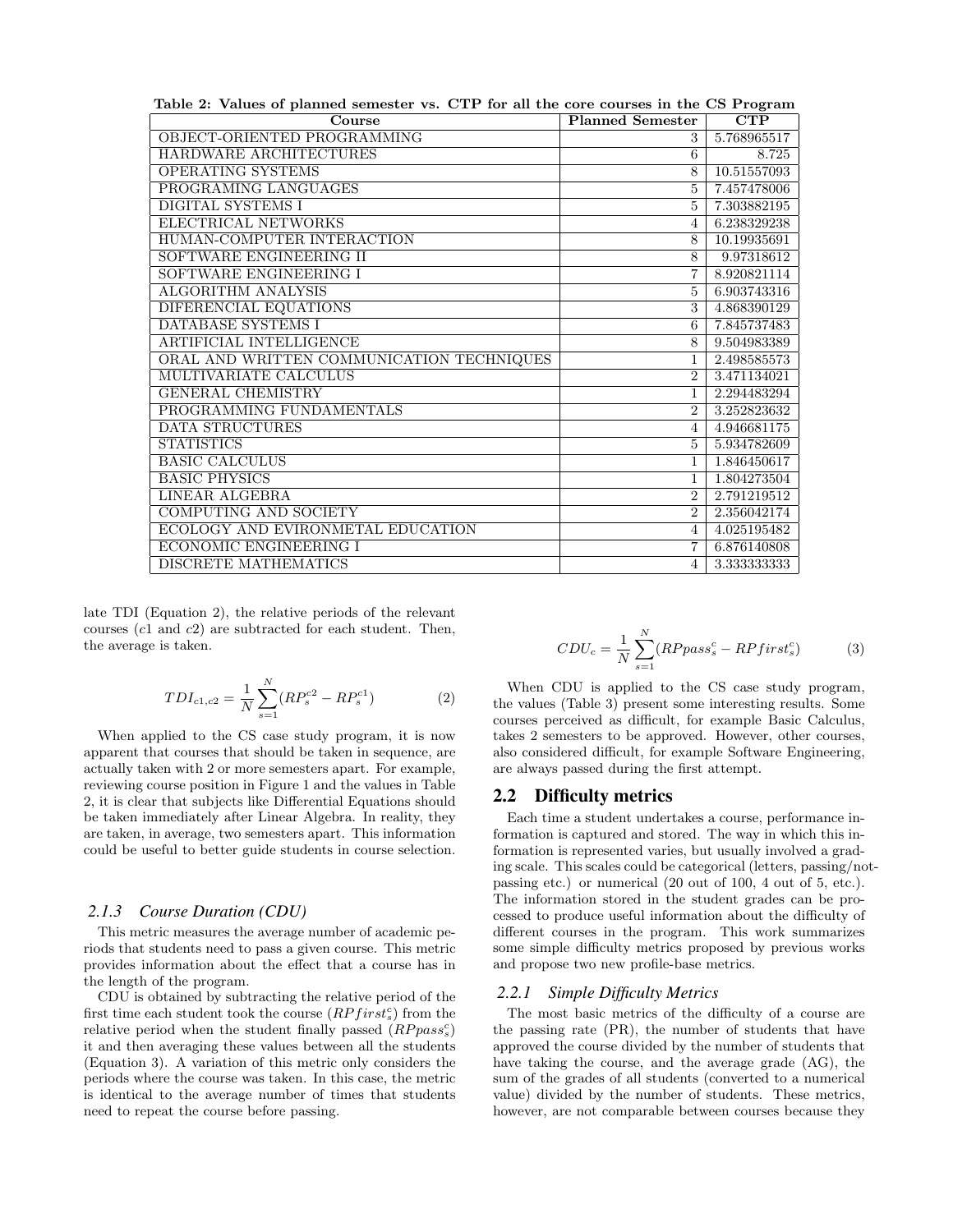**Table 2: Values of planned semester vs. CTP for all the core courses in the CS Program**

| Course | Planned Semester | CTP |
|---|---|---|
| OBJECT-ORIENTED PROGRAMMING | 3 | 5.768965517 |
| HARDWARE ARCHITECTURES | 6 | 8.725 |
| OPERATING SYSTEMS | 8 | 10.51557093 |
| PROGRAMING LANGUAGES | 5 | 7.457478006 |
| DIGITAL SYSTEMS I | 5 | 7.303882195 |
| ELECTRICAL NETWORKS | 4 | 6.238329238 |
| HUMAN-COMPUTER INTERACTION | 8 | 10.19935691 |
| SOFTWARE ENGINEERING II | 8 | 9.97318612 |
| SOFTWARE ENGINEERING I | 7 | 8.920821114 |
| ALGORITHM ANALYSIS | 5 | 6.903743316 |
| DIFERENCIAL EQUATIONS | 3 | 4.868390129 |
| DATABASE SYSTEMS I | 6 | 7.845737483 |
| ARTIFICIAL INTELLIGENCE | 8 | 9.504983389 |
| ORAL AND WRITTEN COMMUNICATION TECHNIQUES | 1 | 2.498585573 |
| MULTIVARIATE CALCULUS | 2 | 3.471134021 |
| GENERAL CHEMISTRY | 1 | 2.294483294 |
| PROGRAMMING FUNDAMENTALS | 2 | 3.252823632 |
| DATA STRUCTURES | 4 | 4.946681175 |
| STATISTICS | 5 | 5.934782609 |
| BASIC CALCULUS | 1 | 1.846450617 |
| BASIC PHYSICS | 1 | 1.804273504 |
| LINEAR ALGEBRA | 2 | 2.791219512 |
| COMPUTING AND SOCIETY | 2 | 2.356042174 |
| ECOLOGY AND EVIRONMETAL EDUCATION | 4 | 4.025195482 |
| ECONOMIC ENGINEERING I | 7 | 6.876140808 |
| DISCRETE MATHEMATICS | 4 | 3.333333333 |

late TDI (Equation 2), the relative periods of the relevant courses ($c1$ and $c2$) are subtracted for each student. Then, the average is taken.

$$TDI_{c1,c2} = \frac{1}{N}\sum_{s=1}^{N}(RP_s^{c2} - RP_s^{c1}) \tag{2}$$

When applied to the CS case study program, it is now apparent that courses that should be taken in sequence, are actually taken with 2 or more semesters apart. For example, reviewing course position in Figure 1 and the values in Table 2, it is clear that subjects like Differential Equations should be taken immediately after Linear Algebra. In reality, they are taken, in average, two semesters apart. This information could be useful to better guide students in course selection.

#### 2.1.3 Course Duration (CDU)

This metric measures the average number of academic periods that students need to pass a given course. This metric provides information about the effect that a course has in the length of the program.

CDU is obtained by subtracting the relative period of the first time each student took the course ($RPfirst_s^c$) from the relative period when the student finally passed ($RPpass_s^c$) it and then averaging these values between all the students (Equation 3). A variation of this metric only considers the periods where the course was taken. In this case, the metric is identical to the average number of times that students need to repeat the course before passing.

$$CDU_c = \frac{1}{N}\sum_{s=1}^{N}(RPpass_s^c - RPfirst_s^c) \tag{3}$$

When CDU is applied to the CS case study program, the values (Table 3) present some interesting results. Some courses perceived as difficult, for example Basic Calculus, takes 2 semesters to be approved. However, other courses, also considered difficult, for example Software Engineering, are always passed during the first attempt.

## 2.2 Difficulty metrics

Each time a student undertakes a course, performance information is captured and stored. The way in which this information is represented varies, but usually involved a grading scale. This scales could be categorical (letters, passing/not-passing etc.) or numerical (20 out of 100, 4 out of 5, etc.). The information stored in the student grades can be processed to produce useful information about the difficulty of different courses in the program. This work summarizes some simple difficulty metrics proposed by previous works and propose two new profile-base metrics.

#### 2.2.1 Simple Difficulty Metrics

The most basic metrics of the difficulty of a course are the passing rate (PR), the number of students that have approved the course divided by the number of students that have taking the course, and the average grade (AG), the sum of the grades of all students (converted to a numerical value) divided by the number of students. These metrics, however, are not comparable between courses because they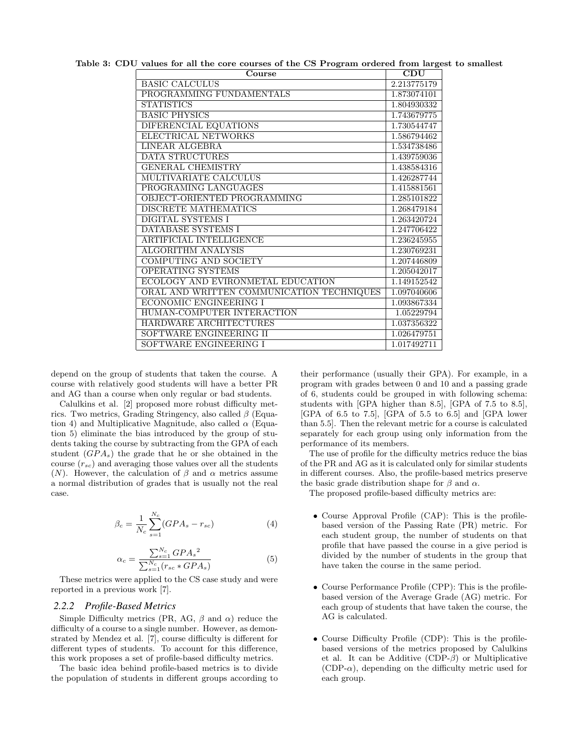Table 3: CDU values for all the core courses of the CS Program ordered from largest to smallest

| Course | CDU |
|---|---|
| BASIC CALCULUS | 2.213775179 |
| PROGRAMMING FUNDAMENTALS | 1.873074101 |
| STATISTICS | 1.804930332 |
| BASIC PHYSICS | 1.743679775 |
| DIFERENCIAL EQUATIONS | 1.730544747 |
| ELECTRICAL NETWORKS | 1.586794462 |
| LINEAR ALGEBRA | 1.534738486 |
| DATA STRUCTURES | 1.439759036 |
| GENERAL CHEMISTRY | 1.438584316 |
| MULTIVARIATE CALCULUS | 1.426287744 |
| PROGRAMING LANGUAGES | 1.415881561 |
| OBJECT-ORIENTED PROGRAMMING | 1.285101822 |
| DISCRETE MATHEMATICS | 1.268479184 |
| DIGITAL SYSTEMS I | 1.263420724 |
| DATABASE SYSTEMS I | 1.247706422 |
| ARTIFICIAL INTELLIGENCE | 1.236245955 |
| ALGORITHM ANALYSIS | 1.230769231 |
| COMPUTING AND SOCIETY | 1.207446809 |
| OPERATING SYSTEMS | 1.205042017 |
| ECOLOGY AND EVIRONMETAL EDUCATION | 1.149152542 |
| ORAL AND WRITTEN COMMUNICATION TECHNIQUES | 1.097040606 |
| ECONOMIC ENGINEERING I | 1.093867334 |
| HUMAN-COMPUTER INTERACTION | 1.05229794 |
| HARDWARE ARCHITECTURES | 1.037356322 |
| SOFTWARE ENGINEERING II | 1.026479751 |
| SOFTWARE ENGINEERING I | 1.017492711 |

depend on the group of students that taken the course. A course with relatively good students will have a better PR and AG than a course when only regular or bad students.

Calulkins et al. [2] proposed more robust difficulty metrics. Two metrics, Grading Stringency, also called $\beta$ (Equation 4) and Multiplicative Magnitude, also called $\alpha$ (Equation 5) eliminate the bias introduced by the group of students taking the course by subtracting from the GPA of each student ($GPA_s$) the grade that he or she obtained in the course ($r_{sc}$) and averaging those values over all the students ($N$). However, the calculation of $\beta$ and $\alpha$ metrics assume a normal distribution of grades that is usually not the real case.

$$\beta_c = \frac{1}{N_c}\sum_{s=1}^{N_c}(GPA_s - r_{sc}) \tag{4}$$

$$\alpha_c = \frac{\sum_{s=1}^{N_c} {GPA_s}^2}{\sum_{s=1}^{N_c}(r_{sc} * GPA_s)} \tag{5}$$

These metrics were applied to the CS case study and were reported in a previous work [7].

### 2.2.2 Profile-Based Metrics

Simple Difficulty metrics (PR, AG, $\beta$ and $\alpha$) reduce the difficulty of a course to a single number. However, as demonstrated by Mendez et al. [7], course difficulty is different for different types of students. To account for this difference, this work proposes a set of profile-based difficulty metrics.

The basic idea behind profile-based metrics is to divide the population of students in different groups according to their performance (usually their GPA). For example, in a program with grades between 0 and 10 and a passing grade of 6, students could be grouped in with following schema: students with [GPA higher than 8.5], [GPA of 7.5 to 8.5], [GPA of 6.5 to 7.5], [GPA of 5.5 to 6.5] and [GPA lower than 5.5]. Then the relevant metric for a course is calculated separately for each group using only information from the performance of its members.

The use of profile for the difficulty metrics reduce the bias of the PR and AG as it is calculated only for similar students in different courses. Also, the profile-based metrics preserve the basic grade distribution shape for $\beta$ and $\alpha$.

The proposed profile-based difficulty metrics are:

- Course Approval Profile (CAP): This is the profile-based version of the Passing Rate (PR) metric. For each student group, the number of students on that profile that have passed the course in a give period is divided by the number of students in the group that have taken the course in the same period.

- Course Performance Profile (CPP): This is the profile-based version of the Average Grade (AG) metric. For each group of students that have taken the course, the AG is calculated.

- Course Difficulty Profile (CDP): This is the profile-based versions of the metrics proposed by Calulkins et al. It can be Additive (CDP-$\beta$) or Multiplicative (CDP-$\alpha$), depending on the difficulty metric used for each group.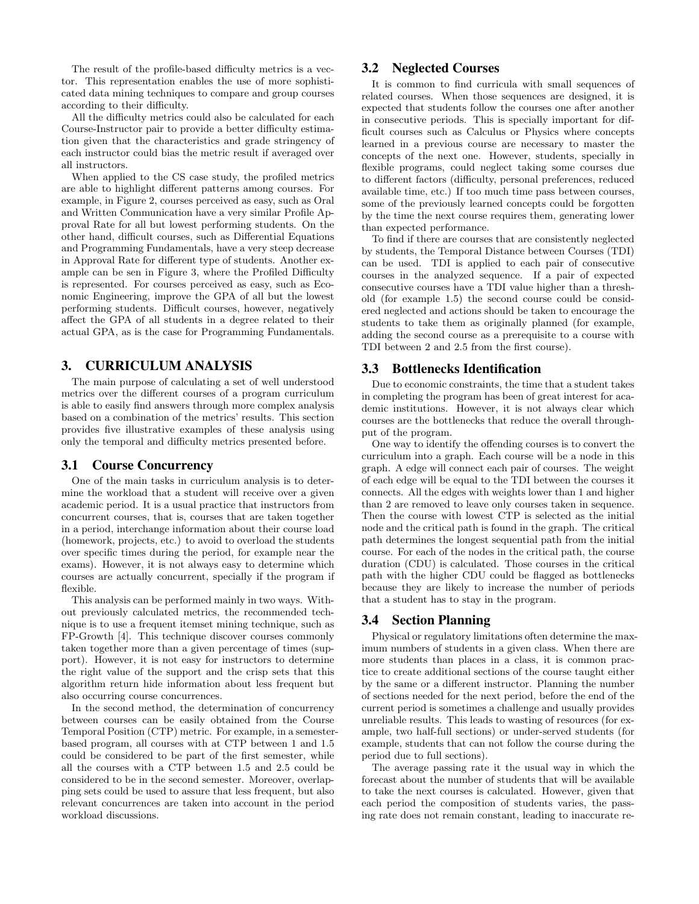The result of the profile-based difficulty metrics is a vector. This representation enables the use of more sophisticated data mining techniques to compare and group courses according to their difficulty.

All the difficulty metrics could also be calculated for each Course-Instructor pair to provide a better difficulty estimation given that the characteristics and grade stringency of each instructor could bias the metric result if averaged over all instructors.

When applied to the CS case study, the profiled metrics are able to highlight different patterns among courses. For example, in Figure 2, courses perceived as easy, such as Oral and Written Communication have a very similar Profile Approval Rate for all but lowest performing students. On the other hand, difficult courses, such as Differential Equations and Programming Fundamentals, have a very steep decrease in Approval Rate for different type of students. Another example can be sen in Figure 3, where the Profiled Difficulty is represented. For courses perceived as easy, such as Economic Engineering, improve the GPA of all but the lowest performing students. Difficult courses, however, negatively affect the GPA of all students in a degree related to their actual GPA, as is the case for Programming Fundamentals.

## 3. CURRICULUM ANALYSIS

The main purpose of calculating a set of well understood metrics over the different courses of a program curriculum is able to easily find answers through more complex analysis based on a combination of the metrics' results. This section provides five illustrative examples of these analysis using only the temporal and difficulty metrics presented before.

### 3.1 Course Concurrency

One of the main tasks in curriculum analysis is to determine the workload that a student will receive over a given academic period. It is a usual practice that instructors from concurrent courses, that is, courses that are taken together in a period, interchange information about their course load (homework, projects, etc.) to avoid to overload the students over specific times during the period, for example near the exams). However, it is not always easy to determine which courses are actually concurrent, specially if the program if flexible.

This analysis can be performed mainly in two ways. Without previously calculated metrics, the recommended technique is to use a frequent itemset mining technique, such as FP-Growth [4]. This technique discover courses commonly taken together more than a given percentage of times (support). However, it is not easy for instructors to determine the right value of the support and the crisp sets that this algorithm return hide information about less frequent but also occurring course concurrences.

In the second method, the determination of concurrency between courses can be easily obtained from the Course Temporal Position (CTP) metric. For example, in a semester-based program, all courses with at CTP between 1 and 1.5 could be considered to be part of the first semester, while all the courses with a CTP between 1.5 and 2.5 could be considered to be in the second semester. Moreover, overlapping sets could be used to assure that less frequent, but also relevant concurrences are taken into account in the period workload discussions.

### 3.2 Neglected Courses

It is common to find curricula with small sequences of related courses. When those sequences are designed, it is expected that students follow the courses one after another in consecutive periods. This is specially important for difficult courses such as Calculus or Physics where concepts learned in a previous course are necessary to master the concepts of the next one. However, students, specially in flexible programs, could neglect taking some courses due to different factors (difficulty, personal preferences, reduced available time, etc.) If too much time pass between courses, some of the previously learned concepts could be forgotten by the time the next course requires them, generating lower than expected performance.

To find if there are courses that are consistently neglected by students, the Temporal Distance between Courses (TDI) can be used. TDI is applied to each pair of consecutive courses in the analyzed sequence. If a pair of expected consecutive courses have a TDI value higher than a threshold (for example 1.5) the second course could be considered neglected and actions should be taken to encourage the students to take them as originally planned (for example, adding the second course as a prerequisite to a course with TDI between 2 and 2.5 from the first course).

### 3.3 Bottlenecks Identification

Due to economic constraints, the time that a student takes in completing the program has been of great interest for academic institutions. However, it is not always clear which courses are the bottlenecks that reduce the overall throughput of the program.

One way to identify the offending courses is to convert the curriculum into a graph. Each course will be a node in this graph. A edge will connect each pair of courses. The weight of each edge will be equal to the TDI between the courses it connects. All the edges with weights lower than 1 and higher than 2 are removed to leave only courses taken in sequence. Then the course with lowest CTP is selected as the initial node and the critical path is found in the graph. The critical path determines the longest sequential path from the initial course. For each of the nodes in the critical path, the course duration (CDU) is calculated. Those courses in the critical path with the higher CDU could be flagged as bottlenecks because they are likely to increase the number of periods that a student has to stay in the program.

### 3.4 Section Planning

Physical or regulatory limitations often determine the maximum numbers of students in a given class. When there are more students than places in a class, it is common practice to create additional sections of the course taught either by the same or a different instructor. Planning the number of sections needed for the next period, before the end of the current period is sometimes a challenge and usually provides unreliable results. This leads to wasting of resources (for example, two half-full sections) or under-served students (for example, students that can not follow the course during the period due to full sections).

The average passing rate it the usual way in which the forecast about the number of students that will be available to take the next courses is calculated. However, given that each period the composition of students varies, the passing rate does not remain constant, leading to inaccurate re-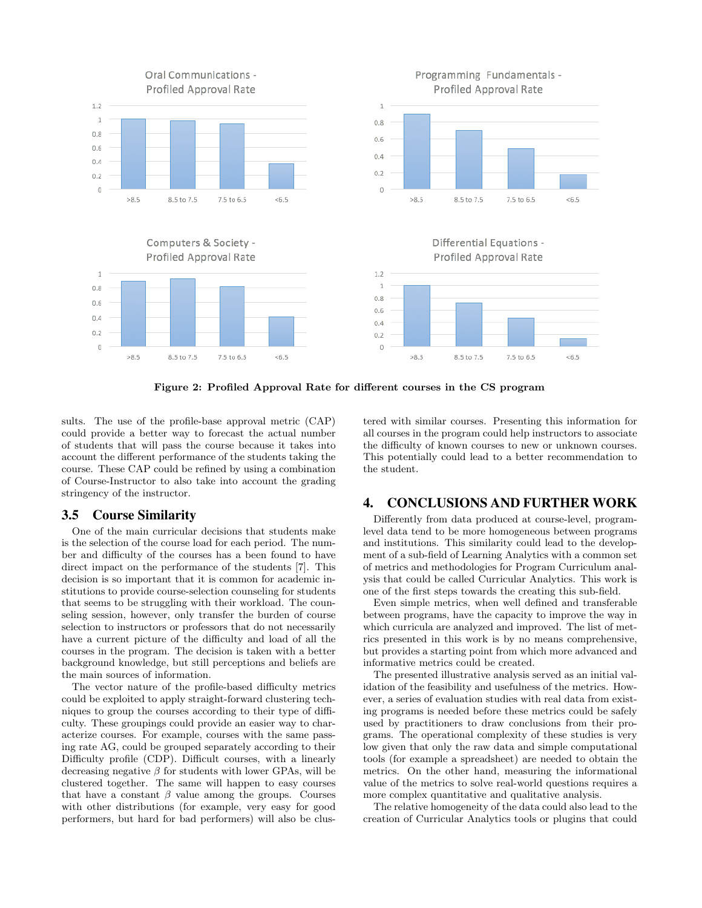Figure 2: Profiled Approval Rate for different courses in the CS program

sults. The use of the profile-base approval metric (CAP) could provide a better way to forecast the actual number of students that will pass the course because it takes into account the different performance of the students taking the course. These CAP could be refined by using a combination of Course-Instructor to also take into account the grading stringency of the instructor.

### 3.5 Course Similarity

One of the main curricular decisions that students make is the selection of the course load for each period. The number and difficulty of the courses has a been found to have direct impact on the performance of the students [7]. This decision is so important that it is common for academic institutions to provide course-selection counseling for students that seems to be struggling with their workload. The counseling session, however, only transfer the burden of course selection to instructors or professors that do not necessarily have a current picture of the difficulty and load of all the courses in the program. The decision is taken with a better background knowledge, but still perceptions and beliefs are the main sources of information.

The vector nature of the profile-based difficulty metrics could be exploited to apply straight-forward clustering techniques to group the courses according to their type of difficulty. These groupings could provide an easier way to characterize courses. For example, courses with the same passing rate AG, could be grouped separately according to their Difficulty profile (CDP). Difficult courses, with a linearly decreasing negative $\beta$ for students with lower GPAs, will be clustered together. The same will happen to easy courses that have a constant $\beta$ value among the groups. Courses with other distributions (for example, very easy for good performers, but hard for bad performers) will also be clustered with similar courses. Presenting this information for all courses in the program could help instructors to associate the difficulty of known courses to new or unknown courses. This potentially could lead to a better recommendation to the student.

## 4. CONCLUSIONS AND FURTHER WORK

Differently from data produced at course-level, program-level data tend to be more homogeneous between programs and institutions. This similarity could lead to the development of a sub-field of Learning Analytics with a common set of metrics and methodologies for Program Curriculum analysis that could be called Curricular Analytics. This work is one of the first steps towards the creating this sub-field.

Even simple metrics, when well defined and transferable between programs, have the capacity to improve the way in which curricula are analyzed and improved. The list of metrics presented in this work is by no means comprehensive, but provides a starting point from which more advanced and informative metrics could be created.

The presented illustrative analysis served as an initial validation of the feasibility and usefulness of the metrics. However, a series of evaluation studies with real data from existing programs is needed before these metrics could be safely used by practitioners to draw conclusions from their programs. The operational complexity of these studies is very low given that only the raw data and simple computational tools (for example a spreadsheet) are needed to obtain the metrics. On the other hand, measuring the informational value of the metrics to solve real-world questions requires a more complex quantitative and qualitative analysis.

The relative homogeneity of the data could also lead to the creation of Curricular Analytics tools or plugins that could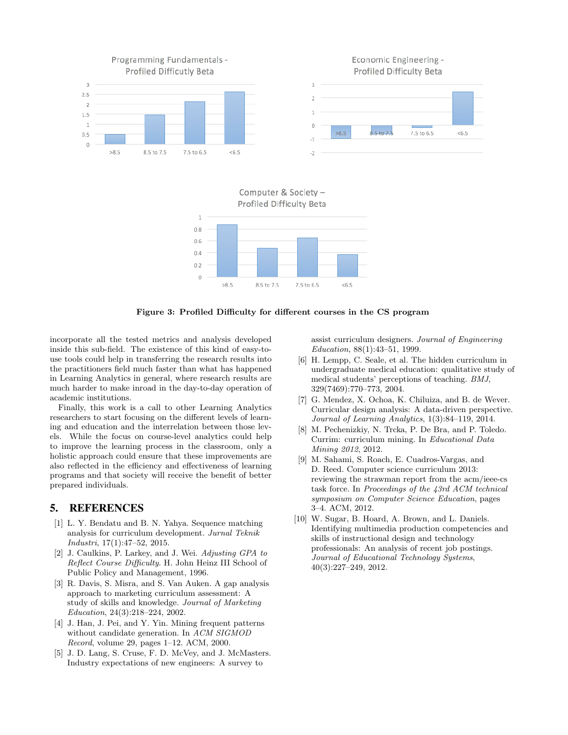Programming Fundamentals - Profiled Difficulty Beta

3
2.5
2
1.5
1
0.5
0

>8.5
8.5 to 7.5
7.5 to 6.5
<6.5

Economic Engineering - Profiled Difficulty Beta

3
2
1
0
-1
-2

>8.5
8.5 to 7.5
7.5 to 6.5
<6.5

Computer & Society – Profiled Difficulty Beta

1
0.8
0.6
0.4
0.2
0

>8.5
8.5 to 7.5
7.5 to 6.5
<6.5

**Figure 3: Profiled Difficulty for different courses in the CS program**

incorporate all the tested metrics and analysis developed inside this sub-field. The existence of this kind of easy-to-use tools could help in transferring the research results into the practitioners field much faster than what has happened in Learning Analytics in general, where research results are much harder to make inroad in the day-to-day operation of academic institutions.

Finally, this work is a call to other Learning Analytics researchers to start focusing on the different levels of learning and education and the interrelation between those levels. While the focus on course-level analytics could help to improve the learning process in the classroom, only a holistic approach could ensure that these improvements are also reflected in the efficiency and effectiveness of learning programs and that society will receive the benefit of better prepared individuals.

## 5. REFERENCES

[1] L. Y. Bendatu and B. N. Yahya. Sequence matching analysis for curriculum development. *Jurnal Teknik Industri*, 17(1):47–52, 2015.

[2] J. Caulkins, P. Larkey, and J. Wei. *Adjusting GPA to Reflect Course Difficulty*. H. John Heinz III School of Public Policy and Management, 1996.

[3] R. Davis, S. Misra, and S. Van Auken. A gap analysis approach to marketing curriculum assessment: A study of skills and knowledge. *Journal of Marketing Education*, 24(3):218–224, 2002.

[4] J. Han, J. Pei, and Y. Yin. Mining frequent patterns without candidate generation. In *ACM SIGMOD Record*, volume 29, pages 1–12. ACM, 2000.

[5] J. D. Lang, S. Cruse, F. D. McVey, and J. McMasters. Industry expectations of new engineers: A survey to assist curriculum designers. *Journal of Engineering Education*, 88(1):43–51, 1999.

[6] H. Lempp, C. Seale, et al. The hidden curriculum in undergraduate medical education: qualitative study of medical students' perceptions of teaching. *BMJ*, 329(7469):770–773, 2004.

[7] G. Mendez, X. Ochoa, K. Chiluiza, and B. de Wever. Curricular design analysis: A data-driven perspective. *Journal of Learning Analytics*, 1(3):84–119, 2014.

[8] M. Pechenizkiy, N. Trcka, P. De Bra, and P. Toledo. Currim: curriculum mining. In *Educational Data Mining 2012*, 2012.

[9] M. Sahami, S. Roach, E. Cuadros-Vargas, and D. Reed. Computer science curriculum 2013: reviewing the strawman report from the acm/ieee-cs task force. In *Proceedings of the 43rd ACM technical symposium on Computer Science Education*, pages 3–4. ACM, 2012.

[10] W. Sugar, B. Hoard, A. Brown, and L. Daniels. Identifying multimedia production competencies and skills of instructional design and technology professionals: An analysis of recent job postings. *Journal of Educational Technology Systems*, 40(3):227–249, 2012.